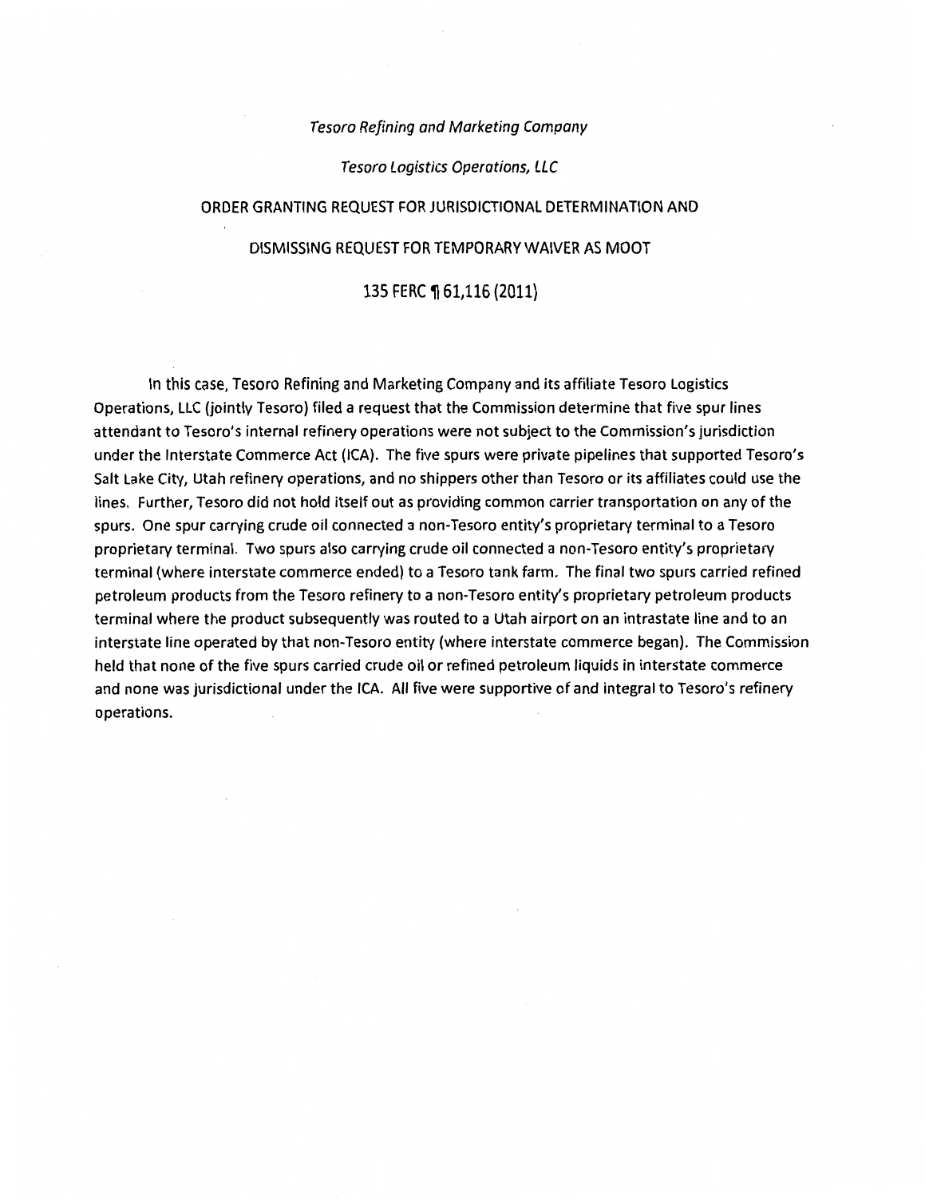*Tesoro Refining and Marketing Company*

*Tesoro Logistics Operations, LLC*

ORDER GRANTING REQUEST FOR JURISDICTIONAL DETERMINATION AND

DISMISSING REQUEST FOR TEMPORARY WAIVER AS MOOT

135 FERC ¶ 61,116 (2011)

In this case, Tesoro Refining and Marketing Company and its affiliate Tesoro Logistics Operations, LLC (jointly Tesoro) filed a request that the Commission determine that five spur lines attendant to Tesoro's internal refinery operations were not subject to the Commission's jurisdiction under the Interstate Commerce Act (ICA). The five spurs were private pipelines that supported Tesoro's Salt Lake City, Utah refinery operations, and no shippers other than Tesoro or its affiliates could use the lines. Further, Tesoro did not hold itself out as providing common carrier transportation on any of the spurs. One spur carrying crude oil connected a non-Tesoro entity's proprietary terminal to a Tesoro proprietary terminal. Two spurs also carrying crude oil connected a non-Tesoro entity's proprietary terminal (where interstate commerce ended) to a Tesoro tank farm. The final two spurs carried refined petroleum products from the Tesoro refinery to a non-Tesoro entity's proprietary petroleum products terminal where the product subsequently was routed to a Utah airport on an intrastate line and to an interstate line operated by that non-Tesoro entity (where interstate commerce began). The Commission held that none of the five spurs carried crude oil or refined petroleum liquids in interstate commerce and none was jurisdictional under the ICA. All five were supportive of and integral to Tesoro's refinery operations.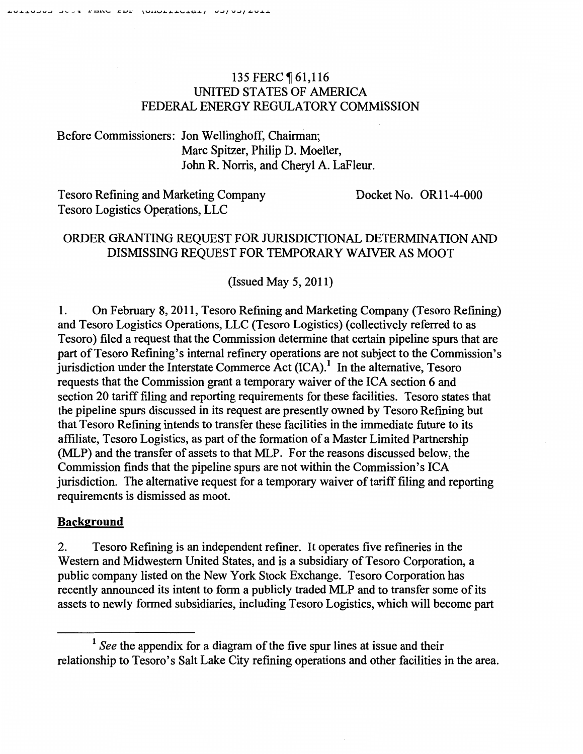135 FERC ¶ 61,116
UNITED STATES OF AMERICA
FEDERAL ENERGY REGULATORY COMMISSION

Before Commissioners: Jon Wellinghoff, Chairman;
Marc Spitzer, Philip D. Moeller,
John R. Norris, and Cheryl A. LaFleur.

Tesoro Refining and Marketing Company
Tesoro Logistics Operations, LLC

Docket No. OR11-4-000

ORDER GRANTING REQUEST FOR JURISDICTIONAL DETERMINATION AND DISMISSING REQUEST FOR TEMPORARY WAIVER AS MOOT

(Issued May 5, 2011)

1. On February 8, 2011, Tesoro Refining and Marketing Company (Tesoro Refining) and Tesoro Logistics Operations, LLC (Tesoro Logistics) (collectively referred to as Tesoro) filed a request that the Commission determine that certain pipeline spurs that are part of Tesoro Refining's internal refinery operations are not subject to the Commission's jurisdiction under the Interstate Commerce Act (ICA).[1] In the alternative, Tesoro requests that the Commission grant a temporary waiver of the ICA section 6 and section 20 tariff filing and reporting requirements for these facilities. Tesoro states that the pipeline spurs discussed in its request are presently owned by Tesoro Refining but that Tesoro Refining intends to transfer these facilities in the immediate future to its affiliate, Tesoro Logistics, as part of the formation of a Master Limited Partnership (MLP) and the transfer of assets to that MLP. For the reasons discussed below, the Commission finds that the pipeline spurs are not within the Commission's ICA jurisdiction. The alternative request for a temporary waiver of tariff filing and reporting requirements is dismissed as moot.

## Background

2. Tesoro Refining is an independent refiner. It operates five refineries in the Western and Midwestern United States, and is a subsidiary of Tesoro Corporation, a public company listed on the New York Stock Exchange. Tesoro Corporation has recently announced its intent to form a publicly traded MLP and to transfer some of its assets to newly formed subsidiaries, including Tesoro Logistics, which will become part

[1] *See* the appendix for a diagram of the five spur lines at issue and their relationship to Tesoro's Salt Lake City refining operations and other facilities in the area.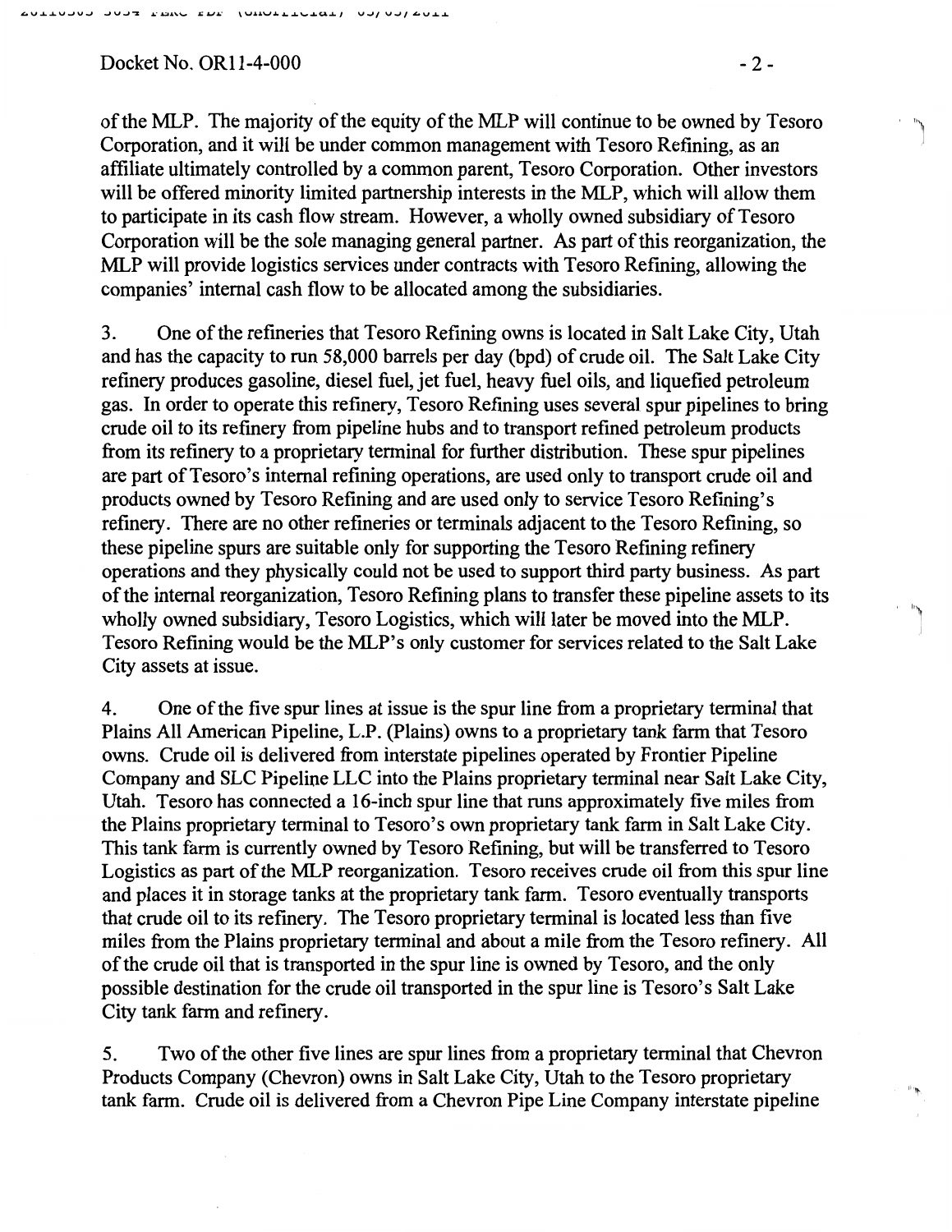of the MLP. The majority of the equity of the MLP will continue to be owned by Tesoro Corporation, and it will be under common management with Tesoro Refining, as an affiliate ultimately controlled by a common parent, Tesoro Corporation. Other investors will be offered minority limited partnership interests in the MLP, which will allow them to participate in its cash flow stream. However, a wholly owned subsidiary of Tesoro Corporation will be the sole managing general partner. As part of this reorganization, the MLP will provide logistics services under contracts with Tesoro Refining, allowing the companies' internal cash flow to be allocated among the subsidiaries.

3. One of the refineries that Tesoro Refining owns is located in Salt Lake City, Utah and has the capacity to run 58,000 barrels per day (bpd) of crude oil. The Salt Lake City refinery produces gasoline, diesel fuel, jet fuel, heavy fuel oils, and liquefied petroleum gas. In order to operate this refinery, Tesoro Refining uses several spur pipelines to bring crude oil to its refinery from pipeline hubs and to transport refined petroleum products from its refinery to a proprietary terminal for further distribution. These spur pipelines are part of Tesoro's internal refining operations, are used only to transport crude oil and products owned by Tesoro Refining and are used only to service Tesoro Refining's refinery. There are no other refineries or terminals adjacent to the Tesoro Refining, so these pipeline spurs are suitable only for supporting the Tesoro Refining refinery operations and they physically could not be used to support third party business. As part of the internal reorganization, Tesoro Refining plans to transfer these pipeline assets to its wholly owned subsidiary, Tesoro Logistics, which will later be moved into the MLP. Tesoro Refining would be the MLP's only customer for services related to the Salt Lake City assets at issue.

4. One of the five spur lines at issue is the spur line from a proprietary terminal that Plains All American Pipeline, L.P. (Plains) owns to a proprietary tank farm that Tesoro owns. Crude oil is delivered from interstate pipelines operated by Frontier Pipeline Company and SLC Pipeline LLC into the Plains proprietary terminal near Salt Lake City, Utah. Tesoro has connected a 16-inch spur line that runs approximately five miles from the Plains proprietary terminal to Tesoro's own proprietary tank farm in Salt Lake City. This tank farm is currently owned by Tesoro Refining, but will be transferred to Tesoro Logistics as part of the MLP reorganization. Tesoro receives crude oil from this spur line and places it in storage tanks at the proprietary tank farm. Tesoro eventually transports that crude oil to its refinery. The Tesoro proprietary terminal is located less than five miles from the Plains proprietary terminal and about a mile from the Tesoro refinery. All of the crude oil that is transported in the spur line is owned by Tesoro, and the only possible destination for the crude oil transported in the spur line is Tesoro's Salt Lake City tank farm and refinery.

5. Two of the other five lines are spur lines from a proprietary terminal that Chevron Products Company (Chevron) owns in Salt Lake City, Utah to the Tesoro proprietary tank farm. Crude oil is delivered from a Chevron Pipe Line Company interstate pipeline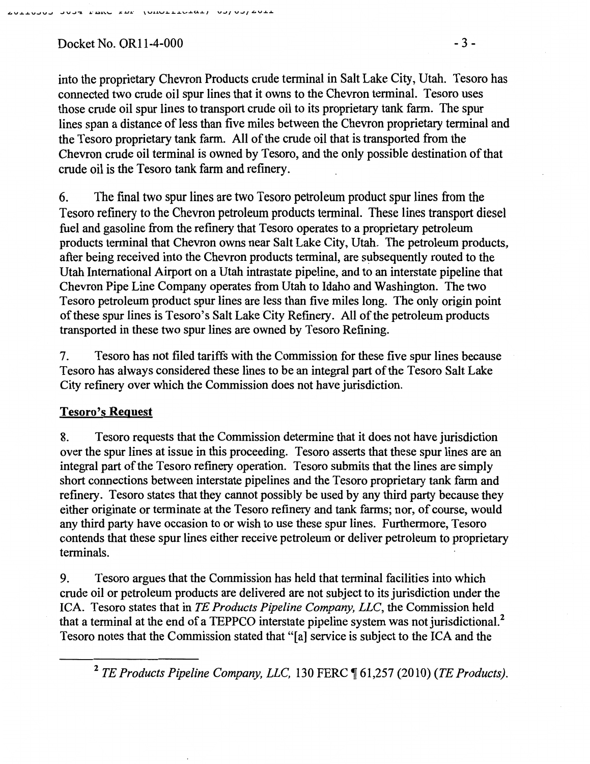into the proprietary Chevron Products crude terminal in Salt Lake City, Utah. Tesoro has connected two crude oil spur lines that it owns to the Chevron terminal. Tesoro uses those crude oil spur lines to transport crude oil to its proprietary tank farm. The spur lines span a distance of less than five miles between the Chevron proprietary terminal and the Tesoro proprietary tank farm. All of the crude oil that is transported from the Chevron crude oil terminal is owned by Tesoro, and the only possible destination of that crude oil is the Tesoro tank farm and refinery.

6. The final two spur lines are two Tesoro petroleum product spur lines from the Tesoro refinery to the Chevron petroleum products terminal. These lines transport diesel fuel and gasoline from the refinery that Tesoro operates to a proprietary petroleum products terminal that Chevron owns near Salt Lake City, Utah. The petroleum products, after being received into the Chevron products terminal, are subsequently routed to the Utah International Airport on a Utah intrastate pipeline, and to an interstate pipeline that Chevron Pipe Line Company operates from Utah to Idaho and Washington. The two Tesoro petroleum product spur lines are less than five miles long. The only origin point of these spur lines is Tesoro's Salt Lake City Refinery. All of the petroleum products transported in these two spur lines are owned by Tesoro Refining.

7. Tesoro has not filed tariffs with the Commission for these five spur lines because Tesoro has always considered these lines to be an integral part of the Tesoro Salt Lake City refinery over which the Commission does not have jurisdiction.

**Tesoro's Request**

8. Tesoro requests that the Commission determine that it does not have jurisdiction over the spur lines at issue in this proceeding. Tesoro asserts that these spur lines are an integral part of the Tesoro refinery operation. Tesoro submits that the lines are simply short connections between interstate pipelines and the Tesoro proprietary tank farm and refinery. Tesoro states that they cannot possibly be used by any third party because they either originate or terminate at the Tesoro refinery and tank farms; nor, of course, would any third party have occasion to or wish to use these spur lines. Furthermore, Tesoro contends that these spur lines either receive petroleum or deliver petroleum to proprietary terminals.

9. Tesoro argues that the Commission has held that terminal facilities into which crude oil or petroleum products are delivered are not subject to its jurisdiction under the ICA. Tesoro states that in *TE Products Pipeline Company, LLC*, the Commission held that a terminal at the end of a TEPPCO interstate pipeline system was not jurisdictional.[2] Tesoro notes that the Commission stated that "[a] service is subject to the ICA and the

---

[2] *TE Products Pipeline Company, LLC,* 130 FERC ¶ 61,257 (2010) (*TE Products*).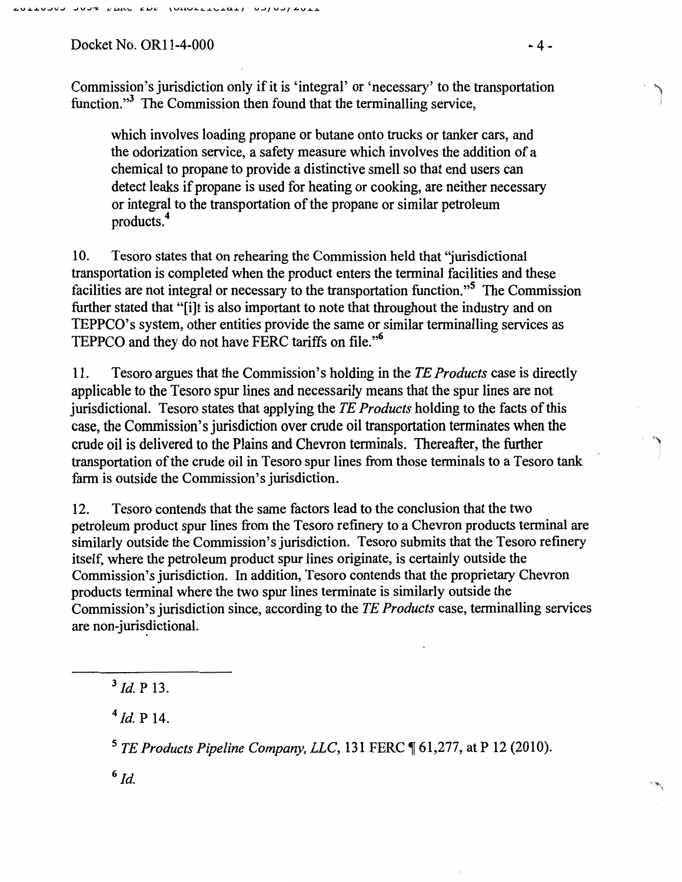Commission's jurisdiction only if it is 'integral' or 'necessary' to the transportation function."[3] The Commission then found that the terminalling service,

> which involves loading propane or butane onto trucks or tanker cars, and the odorization service, a safety measure which involves the addition of a chemical to propane to provide a distinctive smell so that end users can detect leaks if propane is used for heating or cooking, are neither necessary or integral to the transportation of the propane or similar petroleum products.[4]

10. Tesoro states that on rehearing the Commission held that "jurisdictional transportation is completed when the product enters the terminal facilities and these facilities are not integral or necessary to the transportation function."[5] The Commission further stated that "[i]t is also important to note that throughout the industry and on TEPPCO's system, other entities provide the same or similar terminalling services as TEPPCO and they do not have FERC tariffs on file."[6]

11. Tesoro argues that the Commission's holding in the *TE Products* case is directly applicable to the Tesoro spur lines and necessarily means that the spur lines are not jurisdictional. Tesoro states that applying the *TE Products* holding to the facts of this case, the Commission's jurisdiction over crude oil transportation terminates when the crude oil is delivered to the Plains and Chevron terminals. Thereafter, the further transportation of the crude oil in Tesoro spur lines from those terminals to a Tesoro tank farm is outside the Commission's jurisdiction.

12. Tesoro contends that the same factors lead to the conclusion that the two petroleum product spur lines from the Tesoro refinery to a Chevron products terminal are similarly outside the Commission's jurisdiction. Tesoro submits that the Tesoro refinery itself, where the petroleum product spur lines originate, is certainly outside the Commission's jurisdiction. In addition, Tesoro contends that the proprietary Chevron products terminal where the two spur lines terminate is similarly outside the Commission's jurisdiction since, according to the *TE Products* case, terminalling services are non-jurisdictional.

---

[3] *Id.* P 13.

[4] *Id.* P 14.

[5] *TE Products Pipeline Company, LLC*, 131 FERC ¶ 61,277, at P 12 (2010).

[6] *Id.*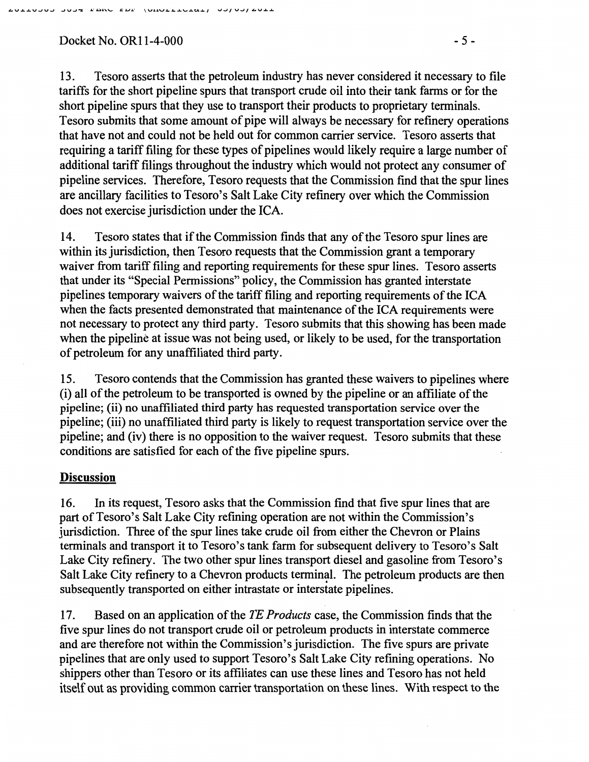13. Tesoro asserts that the petroleum industry has never considered it necessary to file tariffs for the short pipeline spurs that transport crude oil into their tank farms or for the short pipeline spurs that they use to transport their products to proprietary terminals. Tesoro submits that some amount of pipe will always be necessary for refinery operations that have not and could not be held out for common carrier service. Tesoro asserts that requiring a tariff filing for these types of pipelines would likely require a large number of additional tariff filings throughout the industry which would not protect any consumer of pipeline services. Therefore, Tesoro requests that the Commission find that the spur lines are ancillary facilities to Tesoro's Salt Lake City refinery over which the Commission does not exercise jurisdiction under the ICA.

14. Tesoro states that if the Commission finds that any of the Tesoro spur lines are within its jurisdiction, then Tesoro requests that the Commission grant a temporary waiver from tariff filing and reporting requirements for these spur lines. Tesoro asserts that under its "Special Permissions" policy, the Commission has granted interstate pipelines temporary waivers of the tariff filing and reporting requirements of the ICA when the facts presented demonstrated that maintenance of the ICA requirements were not necessary to protect any third party. Tesoro submits that this showing has been made when the pipeline at issue was not being used, or likely to be used, for the transportation of petroleum for any unaffiliated third party.

15. Tesoro contends that the Commission has granted these waivers to pipelines where (i) all of the petroleum to be transported is owned by the pipeline or an affiliate of the pipeline; (ii) no unaffiliated third party has requested transportation service over the pipeline; (iii) no unaffiliated third party is likely to request transportation service over the pipeline; and (iv) there is no opposition to the waiver request. Tesoro submits that these conditions are satisfied for each of the five pipeline spurs.

## Discussion

16. In its request, Tesoro asks that the Commission find that five spur lines that are part of Tesoro's Salt Lake City refining operation are not within the Commission's jurisdiction. Three of the spur lines take crude oil from either the Chevron or Plains terminals and transport it to Tesoro's tank farm for subsequent delivery to Tesoro's Salt Lake City refinery. The two other spur lines transport diesel and gasoline from Tesoro's Salt Lake City refinery to a Chevron products terminal. The petroleum products are then subsequently transported on either intrastate or interstate pipelines.

17. Based on an application of the *TE Products* case, the Commission finds that the five spur lines do not transport crude oil or petroleum products in interstate commerce and are therefore not within the Commission's jurisdiction. The five spurs are private pipelines that are only used to support Tesoro's Salt Lake City refining operations. No shippers other than Tesoro or its affiliates can use these lines and Tesoro has not held itself out as providing common carrier transportation on these lines. With respect to the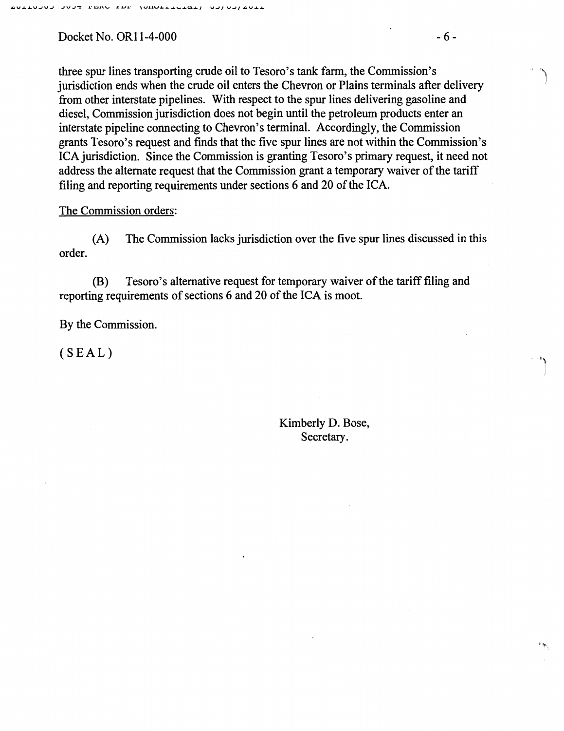three spur lines transporting crude oil to Tesoro's tank farm, the Commission's jurisdiction ends when the crude oil enters the Chevron or Plains terminals after delivery from other interstate pipelines. With respect to the spur lines delivering gasoline and diesel, Commission jurisdiction does not begin until the petroleum products enter an interstate pipeline connecting to Chevron's terminal. Accordingly, the Commission grants Tesoro's request and finds that the five spur lines are not within the Commission's ICA jurisdiction. Since the Commission is granting Tesoro's primary request, it need not address the alternate request that the Commission grant a temporary waiver of the tariff filing and reporting requirements under sections 6 and 20 of the ICA.

The Commission orders:

(A) The Commission lacks jurisdiction over the five spur lines discussed in this order.

(B) Tesoro's alternative request for temporary waiver of the tariff filing and reporting requirements of sections 6 and 20 of the ICA is moot.

By the Commission.

( S E A L )

Kimberly D. Bose,
Secretary.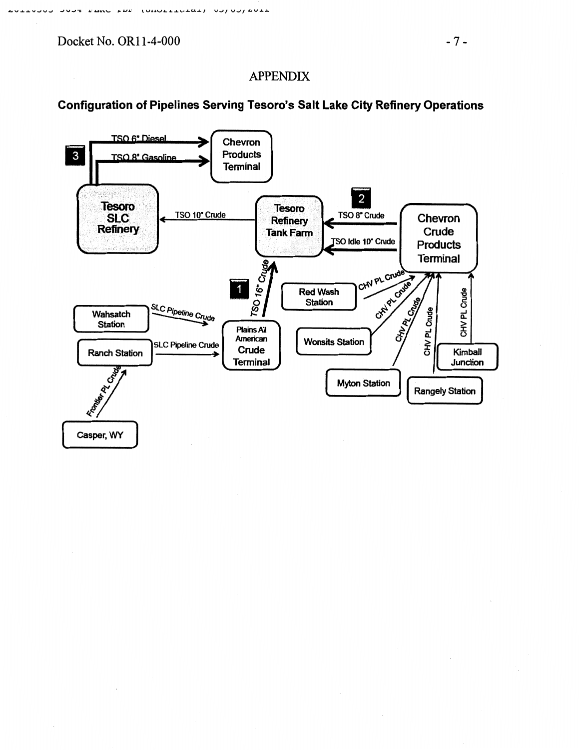Docket No. OR11-4-000

APPENDIX

**Configuration of Pipelines Serving Tesoro's Salt Lake City Refinery Operations**

TSO 6" Diesel

TSO 8" Gasoline

3

Chevron Products Terminal

Tesoro SLC Refinery

TSO 10" Crude

Tesoro Refinery Tank Farm

2

TSO 8" Crude

TSO Idle 10" Crude

Chevron Crude Products Terminal

1

TSO 16" Crude

Red Wash Station

CHV PL Crude

CHV PL Crude

CHV PL Crude

CHV PL Crude

CHV PL Crude

Wahsatch Station

SLC Pipeline Crude

Ranch Station

SLC Pipeline Crude

Plains All American Crude Terminal

Wonsits Station

Kimball Junction

Myton Station

Rangely Station

Frontier PL Crude

Casper, WY